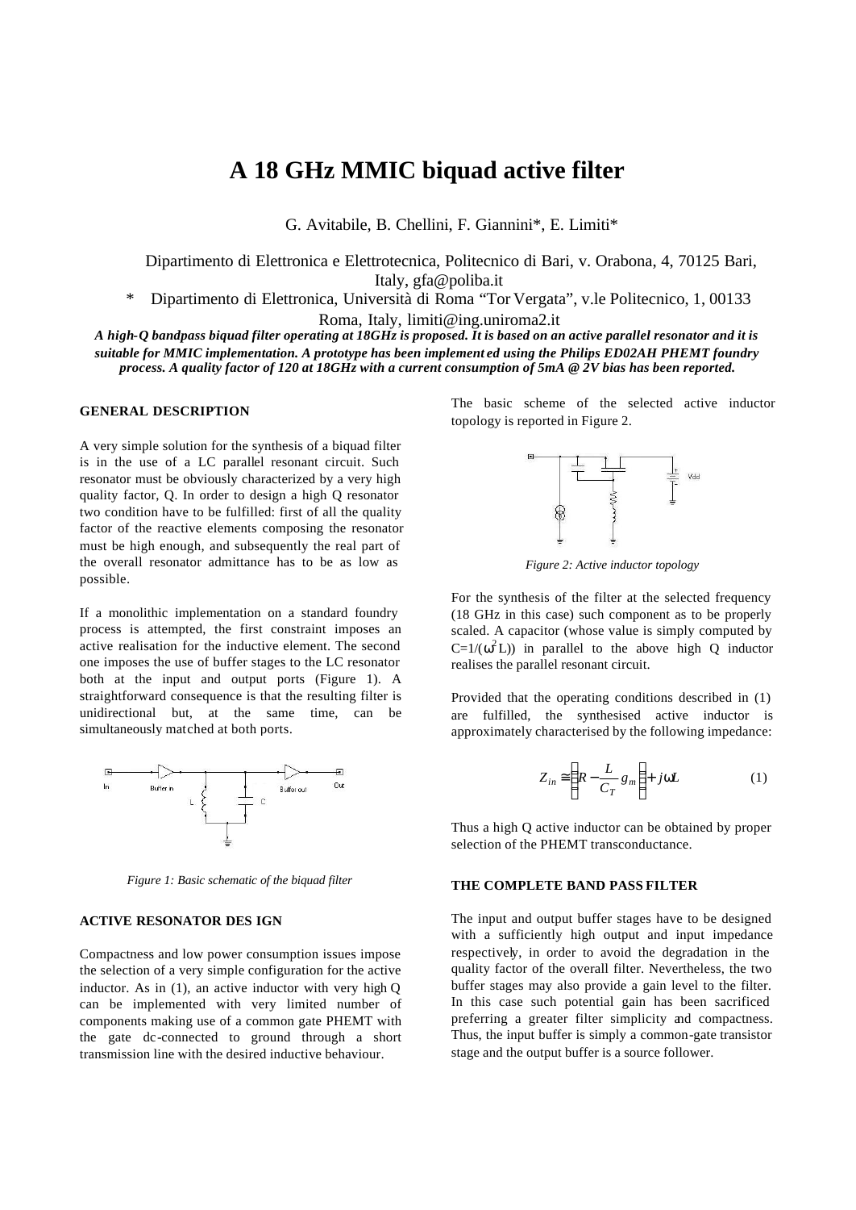# A 18 GHz MMIC biquad active filter

G. Avitabile, B. Chellini, F. Giannini*, E. Limiti*

Dipartimento di Elettronica e Elettrotecnica, Politecnico di Bari, v. Orabona, 4, 70125 Bari, Italy, gfa@poliba.it

\* Dipartimento di Elettronica, Università di Roma "Tor Vergata", v.le Politecnico, 1, 00133 Roma, Italy, limiti@ing.uniroma2.it

***A high-Q bandpass biquad filter operating at 18GHz is proposed. It is based on an active parallel resonator and it is suitable for MMIC implementation. A prototype has been implemented using the Philips ED02AH PHEMT foundry process. A quality factor of 120 at 18GHz with a current consumption of 5mA @ 2V bias has been reported.***

## GENERAL DESCRIPTION

A very simple solution for the synthesis of a biquad filter is in the use of a LC parallel resonant circuit. Such resonator must be obviously characterized by a very high quality factor, Q. In order to design a high Q resonator two condition have to be fulfilled: first of all the quality factor of the reactive elements composing the resonator must be high enough, and subsequently the real part of the overall resonator admittance has to be as low as possible.

If a monolithic implementation on a standard foundry process is attempted, the first constraint imposes an active realisation for the inductive element. The second one imposes the use of buffer stages to the LC resonator both at the input and output ports (Figure 1). A straightforward consequence is that the resulting filter is unidirectional but, at the same time, can be simultaneously matched at both ports.

In Buffer in L C Buffer out Out

*Figure 1: Basic schematic of the biquad filter*

## ACTIVE RESONATOR DESIGN

Compactness and low power consumption issues impose the selection of a very simple configuration for the active inductor. As in (1), an active inductor with very high Q can be implemented with very limited number of components making use of a common gate PHEMT with the gate dc-connected to ground through a short transmission line with the desired inductive behaviour.

The basic scheme of the selected active inductor topology is reported in Figure 2.

Vdd

*Figure 2: Active inductor topology*

For the synthesis of the filter at the selected frequency (18 GHz in this case) such component as to be properly scaled. A capacitor (whose value is simply computed by $C=1/(\omega^2 L)$) in parallel to the above high Q inductor realises the parallel resonant circuit.

Provided that the operating conditions described in (1) are fulfilled, the synthesised active inductor is approximately characterised by the following impedance:

$$Z_{in} \cong \left(R - \frac{L}{C_T} g_m\right) + j\omega L \qquad (1)$$

Thus a high Q active inductor can be obtained by proper selection of the PHEMT transconductance.

## THE COMPLETE BAND PASS FILTER

The input and output buffer stages have to be designed with a sufficiently high output and input impedance respectively, in order to avoid the degradation in the quality factor of the overall filter. Nevertheless, the two buffer stages may also provide a gain level to the filter. In this case such potential gain has been sacrificed preferring a greater filter simplicity and compactness. Thus, the input buffer is simply a common-gate transistor stage and the output buffer is a source follower.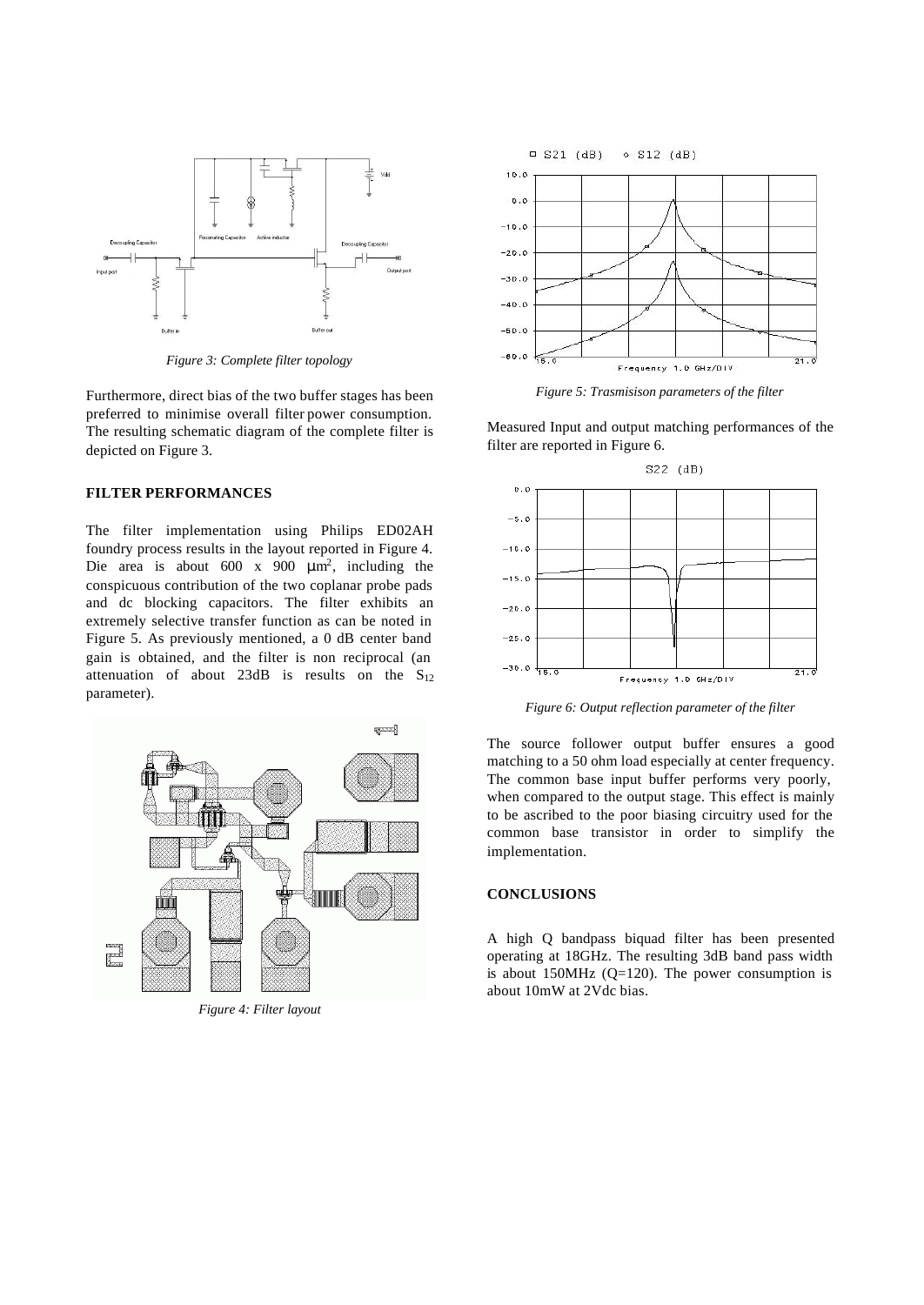Decoupling Capacitor

Input port

Resonating Capacitor

Active inductor

Vdd

Decoupling Capacitor

Output port

Buffer in

Buffer out

*Figure 3: Complete filter topology*

Furthermore, direct bias of the two buffer stages has been preferred to minimise overall filter power consumption. The resulting schematic diagram of the complete filter is depicted on Figure 3.

**FILTER PERFORMANCES**

The filter implementation using Philips ED02AH foundry process results in the layout reported in Figure 4. Die area is about 600 x 900 μm$^2$, including the conspicuous contribution of the two coplanar probe pads and dc blocking capacitors. The filter exhibits an extremely selective transfer function as can be noted in Figure 5. As previously mentioned, a 0 dB center band gain is obtained, and the filter is non reciprocal (an attenuation of about 23dB is results on the $S_{12}$ parameter).

*Figure 4: Filter layout*

□ S21 (dB) ◇ S12 (dB)

10.0
0.0
-10.0
-20.0
-30.0
-40.0
-50.0
-60.0

15.0
Frequency 1.0 GHz/DIV
21.0

*Figure 5: Trasmisison parameters of the filter*

Measured Input and output matching performances of the filter are reported in Figure 6.

S22 (dB)

0.0
-5.0
-10.0
-15.0
-20.0
-25.0
-30.0

15.0
Frequency 1.0 GHz/DIV
21.0

*Figure 6: Output reflection parameter of the filter*

The source follower output buffer ensures a good matching to a 50 ohm load especially at center frequency. The common base input buffer performs very poorly, when compared to the output stage. This effect is mainly to be ascribed to the poor biasing circuitry used for the common base transistor in order to simplify the implementation.

**CONCLUSIONS**

A high Q bandpass biquad filter has been presented operating at 18GHz. The resulting 3dB band pass width is about 150MHz (Q=120). The power consumption is about 10mW at 2Vdc bias.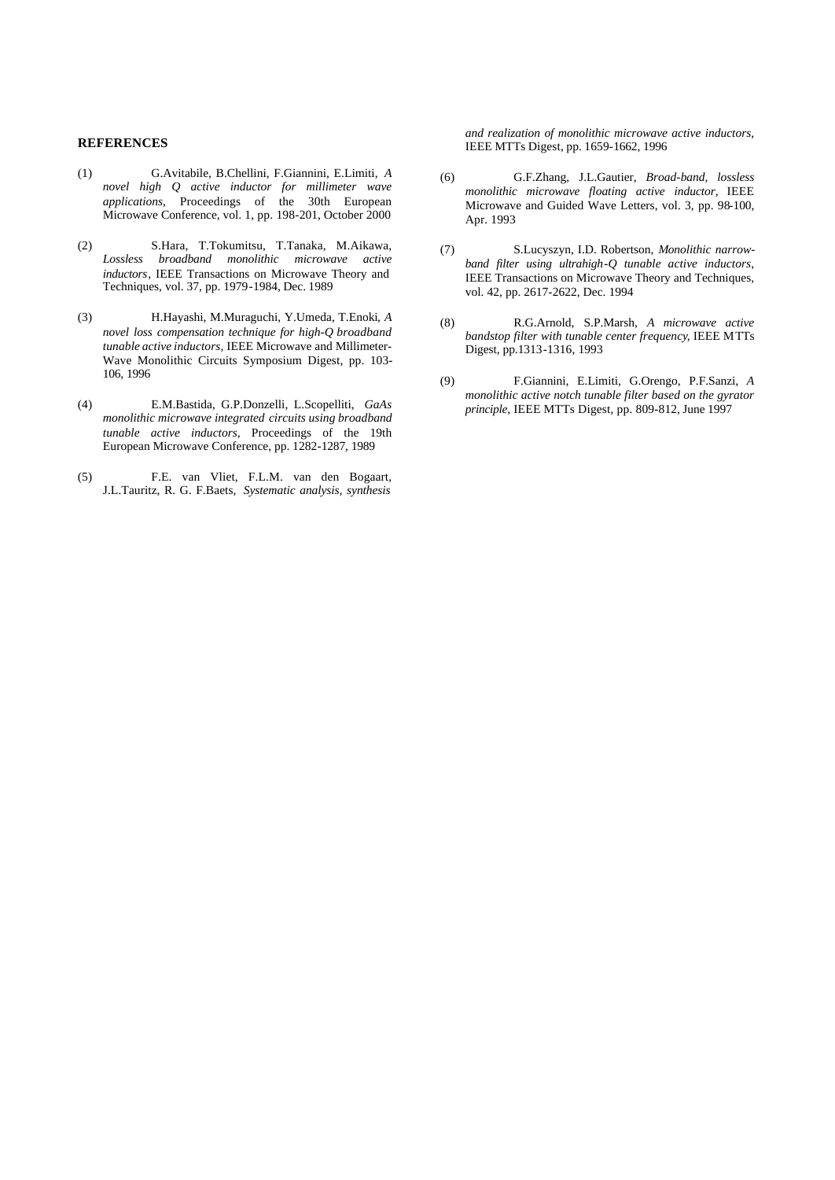**REFERENCES**

(1) G.Avitabile, B.Chellini, F.Giannini, E.Limiti, *A novel high Q active inductor for millimeter wave applications*, Proceedings of the 30th European Microwave Conference, vol. 1, pp. 198-201, October 2000

(2) S.Hara, T.Tokumitsu, T.Tanaka, M.Aikawa, *Lossless broadband monolithic microwave active inductors*, IEEE Transactions on Microwave Theory and Techniques, vol. 37, pp. 1979-1984, Dec. 1989

(3) H.Hayashi, M.Muraguchi, Y.Umeda, T.Enoki, *A novel loss compensation technique for high-Q broadband tunable active inductors*, IEEE Microwave and Millimeter-Wave Monolithic Circuits Symposium Digest, pp. 103-106, 1996

(4) E.M.Bastida, G.P.Donzelli, L.Scopelliti, *GaAs monolithic microwave integrated circuits using broadband tunable active inductors*, Proceedings of the 19th European Microwave Conference, pp. 1282-1287, 1989

(5) F.E. van Vliet, F.L.M. van den Bogaart, J.L.Tauritz, R. G. F.Baets, *Systematic analysis, synthesis and realization of monolithic microwave active inductors*, IEEE MTTs Digest, pp. 1659-1662, 1996

(6) G.F.Zhang, J.L.Gautier, *Broad-band, lossless monolithic microwave floating active inductor*, IEEE Microwave and Guided Wave Letters, vol. 3, pp. 98-100, Apr. 1993

(7) S.Lucyszyn, I.D. Robertson, *Monolithic narrow-band filter using ultrahigh-Q tunable active inductors*, IEEE Transactions on Microwave Theory and Techniques, vol. 42, pp. 2617-2622, Dec. 1994

(8) R.G.Arnold, S.P.Marsh, *A microwave active bandstop filter with tunable center frequency*, IEEE MTTs Digest, pp.1313-1316, 1993

(9) F.Giannini, E.Limiti, G.Orengo, P.F.Sanzi, *A monolithic active notch tunable filter based on the gyrator principle*, IEEE MTTs Digest, pp. 809-812, June 1997